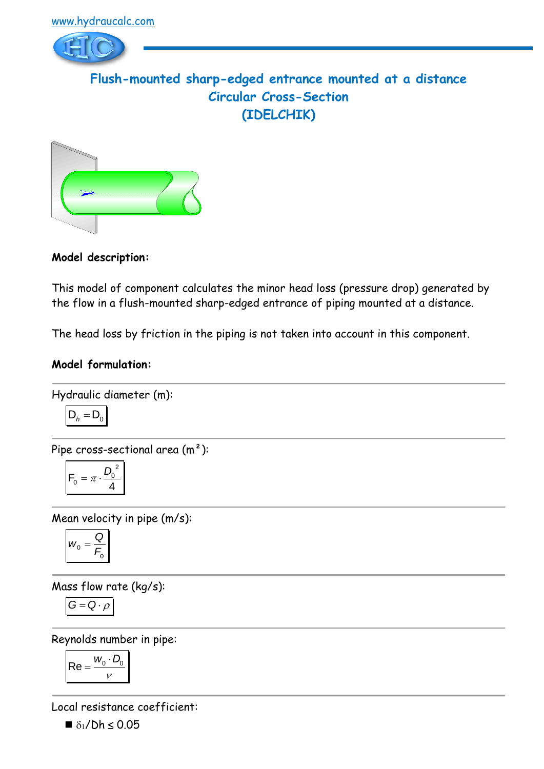www.hydraucalc.com

# Flush-mounted sharp-edged entrance mounted at a distance Circular Cross-Section (IDELCHIK)

**Model description:**

This model of component calculates the minor head loss (pressure drop) generated by the flow in a flush-mounted sharp-edged entrance of piping mounted at a distance.

The head loss by friction in the piping is not taken into account in this component.

**Model formulation:**

Hydraulic diameter (m):

$$D_h = D_0$$

Pipe cross-sectional area (m²):

$$F_0 = \pi \cdot \frac{D_0^{\ 2}}{4}$$

Mean velocity in pipe (m/s):

$$w_0 = \frac{Q}{F_0}$$

Mass flow rate (kg/s):

$$G = Q \cdot \rho$$

Reynolds number in pipe:

$$\mathrm{Re} = \frac{w_0 \cdot D_0}{\nu}$$

Local resistance coefficient:

- $\delta_1/Dh \leq 0.05$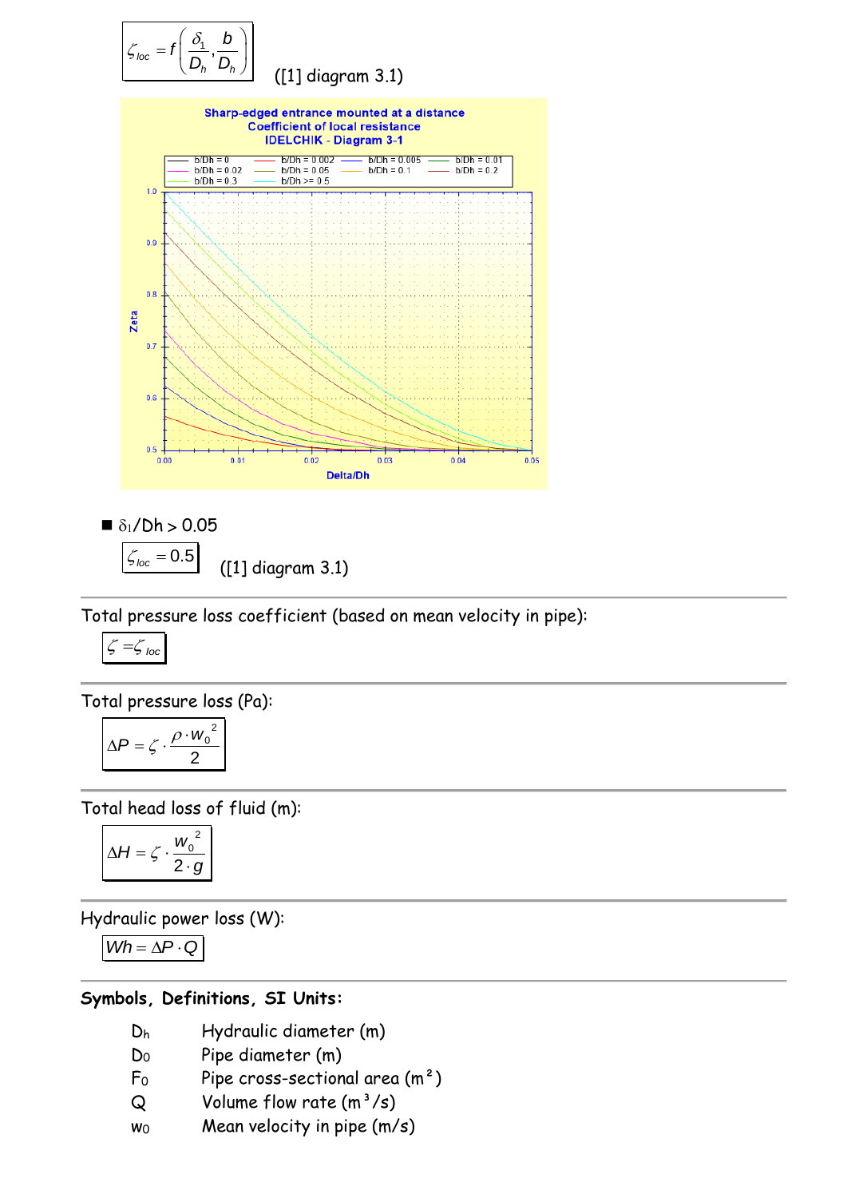$$\zeta_{loc} = f\left(\frac{\delta_1}{D_h}, \frac{b}{D_h}\right)$$ ([1] diagram 3.1)

- $\delta_1/D_h > 0.05$

$$\zeta_{loc} = 0.5$$ ([1] diagram 3.1)

---

Total pressure loss coefficient (based on mean velocity in pipe):

$$\zeta = \zeta_{loc}$$

---

Total pressure loss (Pa):

$$\Delta P = \zeta \cdot \frac{\rho \cdot w_0^{\,2}}{2}$$

---

Total head loss of fluid (m):

$$\Delta H = \zeta \cdot \frac{w_0^{\,2}}{2 \cdot g}$$

---

Hydraulic power loss (W):

$$Wh = \Delta P \cdot Q$$

---

**Symbols, Definitions, SI Units:**

| | |
|---|---|
| $D_h$ | Hydraulic diameter (m) |
| $D_0$ | Pipe diameter (m) |
| $F_0$ | Pipe cross-sectional area (m²) |
| $Q$ | Volume flow rate (m³/s) |
| $w_0$ | Mean velocity in pipe (m/s) |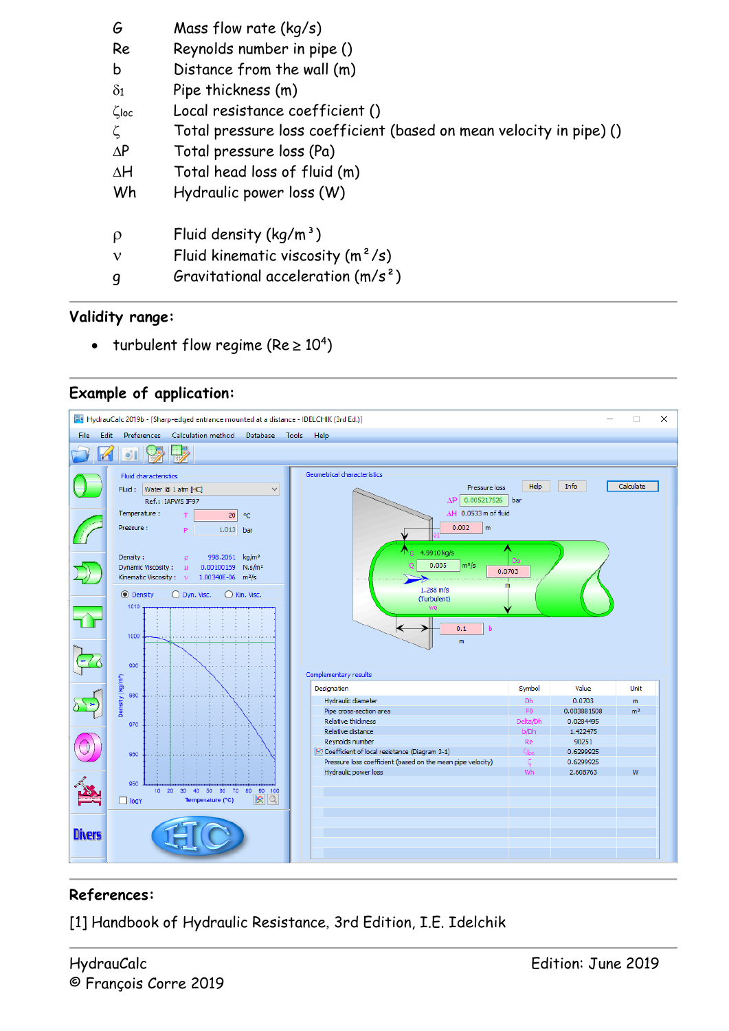| | |
|---|---|
| $G$ | Mass flow rate (kg/s) |
| $Re$ | Reynolds number in pipe () |
| $b$ | Distance from the wall (m) |
| $\delta_1$ | Pipe thickness (m) |
| $\zeta_{loc}$ | Local resistance coefficient () |
| $\zeta$ | Total pressure loss coefficient (based on mean velocity in pipe) () |
| $\Delta P$ | Total pressure loss (Pa) |
| $\Delta H$ | Total head loss of fluid (m) |
| $Wh$ | Hydraulic power loss (W) |
| $\rho$ | Fluid density ($kg/m^3$) |
| $\nu$ | Fluid kinematic viscosity ($m^2/s$) |
| $g$ | Gravitational acceleration ($m/s^2$) |

## Validity range:

- turbulent flow regime ($Re \geq 10^4$)

## Example of application:

HydrauCalc 2019b - [Sharp-edged entrance mounted at a distance - IDELCHIK (3rd Ed.)]

File Edit Preferences Calculation method Database Tools Help

Fluid characteristics

Fluid : Water @ 1 atm [HC]

Ref.: IAPWS IF97

Temperature : T 20 °C

Pressure : P 1.013 bar

Density : ρ 998.2061 kg/m³

Dynamic Viscosity : μ 0.00100159 N.s/m²

Kinematic Viscosity : ν 1.00340E-06 m²/s

Density Dyn. visc. Kin. visc.

1010
1000
990
980
970
960
950

Density (kg/m³)

10 20 30 40 50 60 70 80 90 100

Temperature (°C)

logY

Geometrical characteristics

Pressure loss Help Info Calculate

ΔP 0.005217526 bar

ΔH 0.0533 m of fluid

0.002 m

δ1

G 4.9910 kg/s

Q 0.005 m³/s

Do

0.0703

m

1.288 m/s

(Turbulent)

wo

0.1 b

m

Complementary results

| Designation | Symbol | Value | Unit |
|---|---|---|---|
| Hydraulic diameter | Dh | 0.0703 | m |
| Pipe cross-section area | F0 | 0.003881508 | m² |
| Relative thickness | Delta/Dh | 0.0284495 | |
| Relative distance | b/Dh | 1.422475 | |
| Reynolds number | Re | 90251 | |
| Coefficient of local resistance (Diagram 3-1) | ζloc | 0.6299925 | |
| Pressure loss coefficient (based on the mean pipe velocity) | ζ | 0.6299925 | |
| Hydraulic power loss | Wh | 2.608763 | W |

## References:

[1] Handbook of Hydraulic Resistance, 3rd Edition, I.E. Idelchik

HydrauCalc
© François Corre 2019

Edition: June 2019